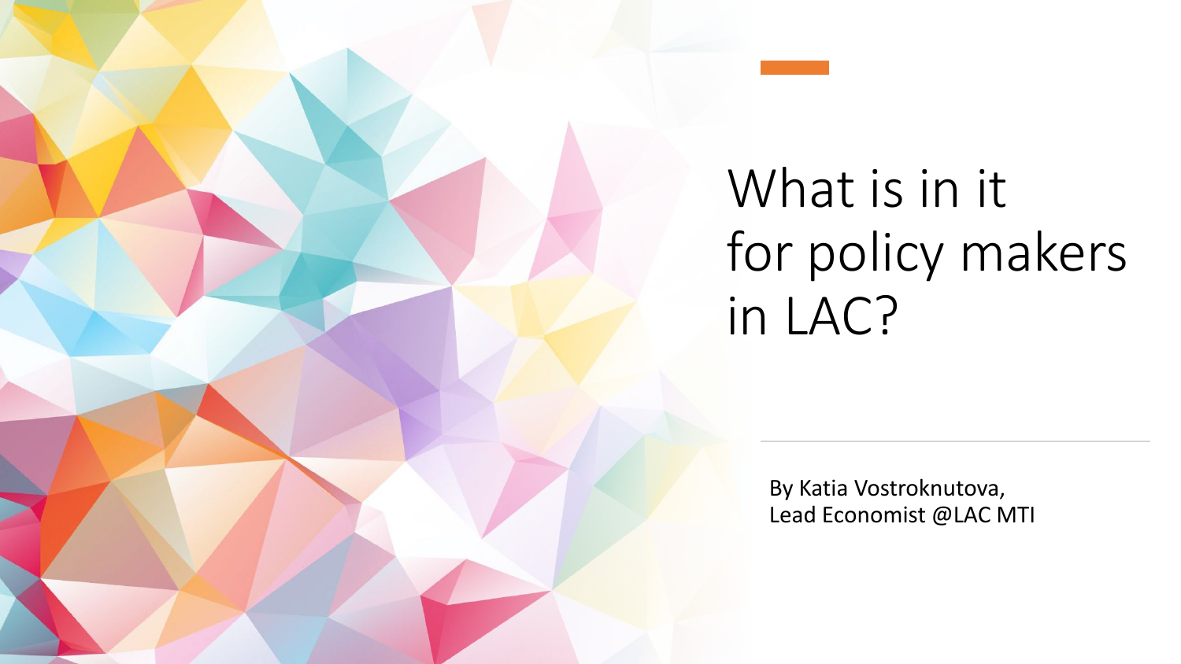# What is in it for policy makers in LAC?

By Katia Vostroknutova,
Lead Economist @LAC MTI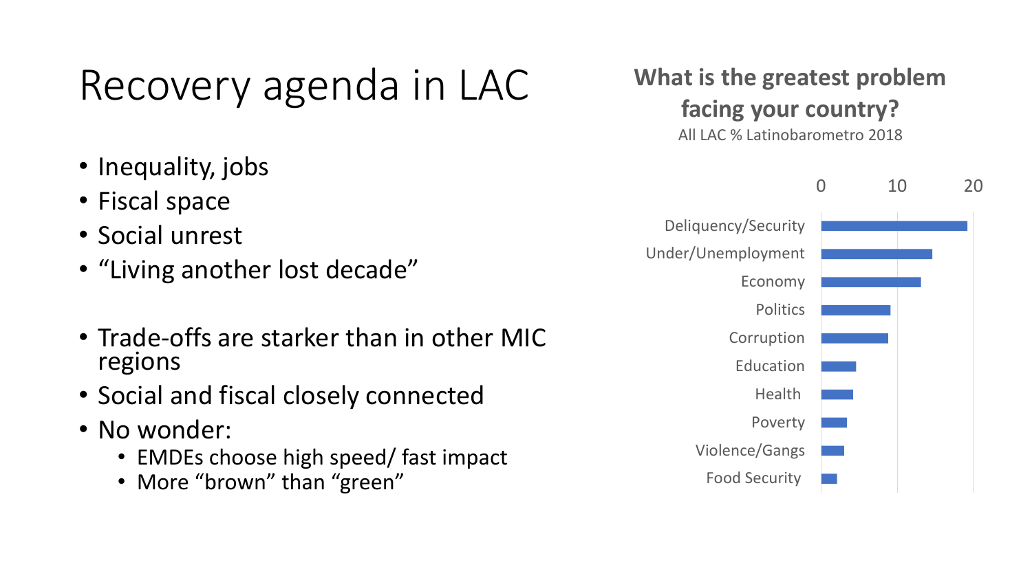# Recovery agenda in LAC

- Inequality, jobs
- Fiscal space
- Social unrest
- "Living another lost decade"

- Trade-offs are starker than in other MIC regions
- Social and fiscal closely connected
- No wonder:
  - EMDEs choose high speed/ fast impact
  - More "brown" than "green"

**What is the greatest problem facing your country?**

All LAC % Latinobarometro 2018

0 10 20

Deliquency/Security

Under/Unemployment

Economy

Politics

Corruption

Education

Health

Poverty

Violence/Gangs

Food Security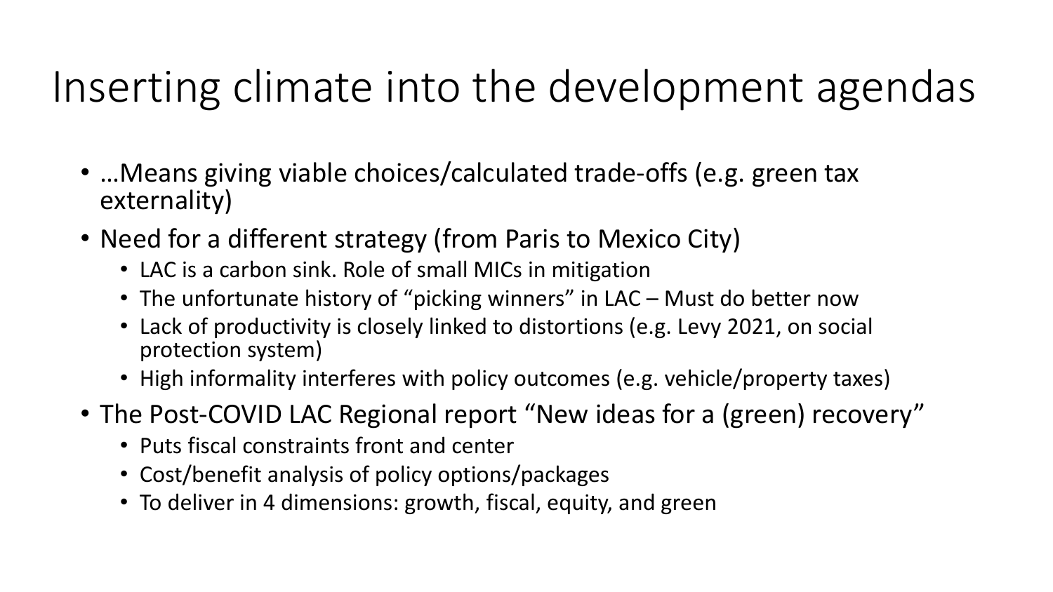# Inserting climate into the development agendas

- …Means giving viable choices/calculated trade-offs (e.g. green tax externality)
- Need for a different strategy (from Paris to Mexico City)
  - LAC is a carbon sink. Role of small MICs in mitigation
  - The unfortunate history of "picking winners" in LAC – Must do better now
  - Lack of productivity is closely linked to distortions (e.g. Levy 2021, on social protection system)
  - High informality interferes with policy outcomes (e.g. vehicle/property taxes)
- The Post-COVID LAC Regional report "New ideas for a (green) recovery"
  - Puts fiscal constraints front and center
  - Cost/benefit analysis of policy options/packages
  - To deliver in 4 dimensions: growth, fiscal, equity, and green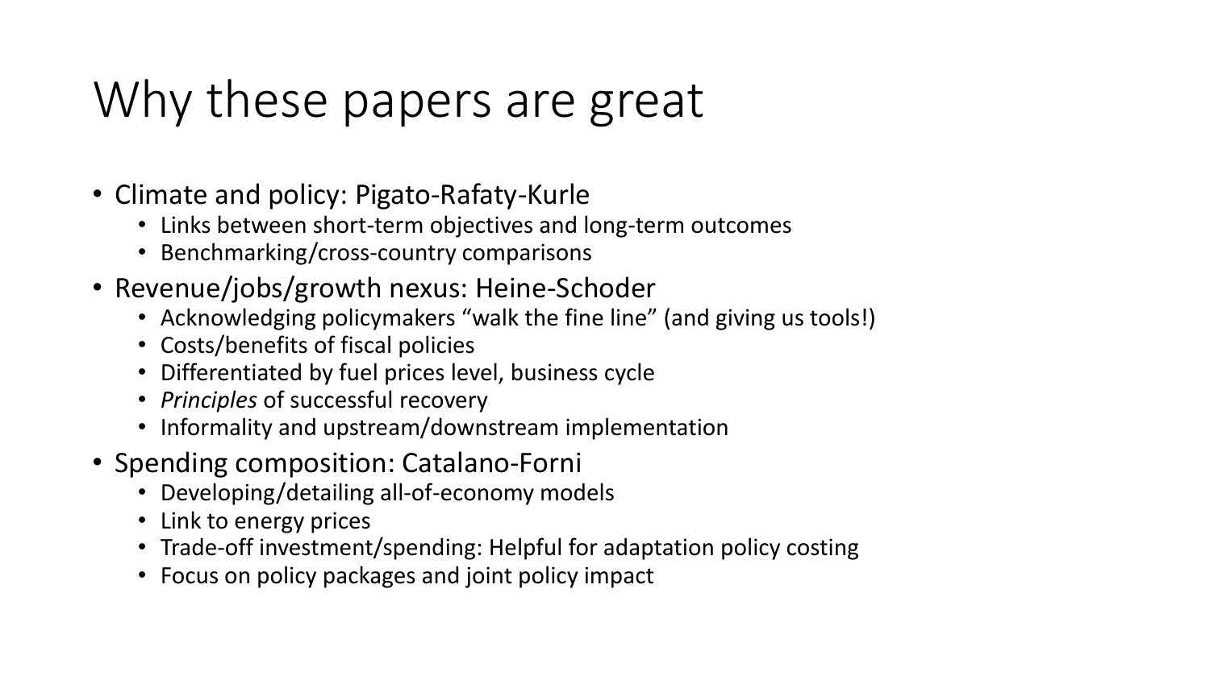# Why these papers are great

- Climate and policy: Pigato-Rafaty-Kurle
  - Links between short-term objectives and long-term outcomes
  - Benchmarking/cross-country comparisons
- Revenue/jobs/growth nexus: Heine-Schoder
  - Acknowledging policymakers "walk the fine line" (and giving us tools!)
  - Costs/benefits of fiscal policies
  - Differentiated by fuel prices level, business cycle
  - *Principles* of successful recovery
  - Informality and upstream/downstream implementation
- Spending composition: Catalano-Forni
  - Developing/detailing all-of-economy models
  - Link to energy prices
  - Trade-off investment/spending: Helpful for adaptation policy costing
  - Focus on policy packages and joint policy impact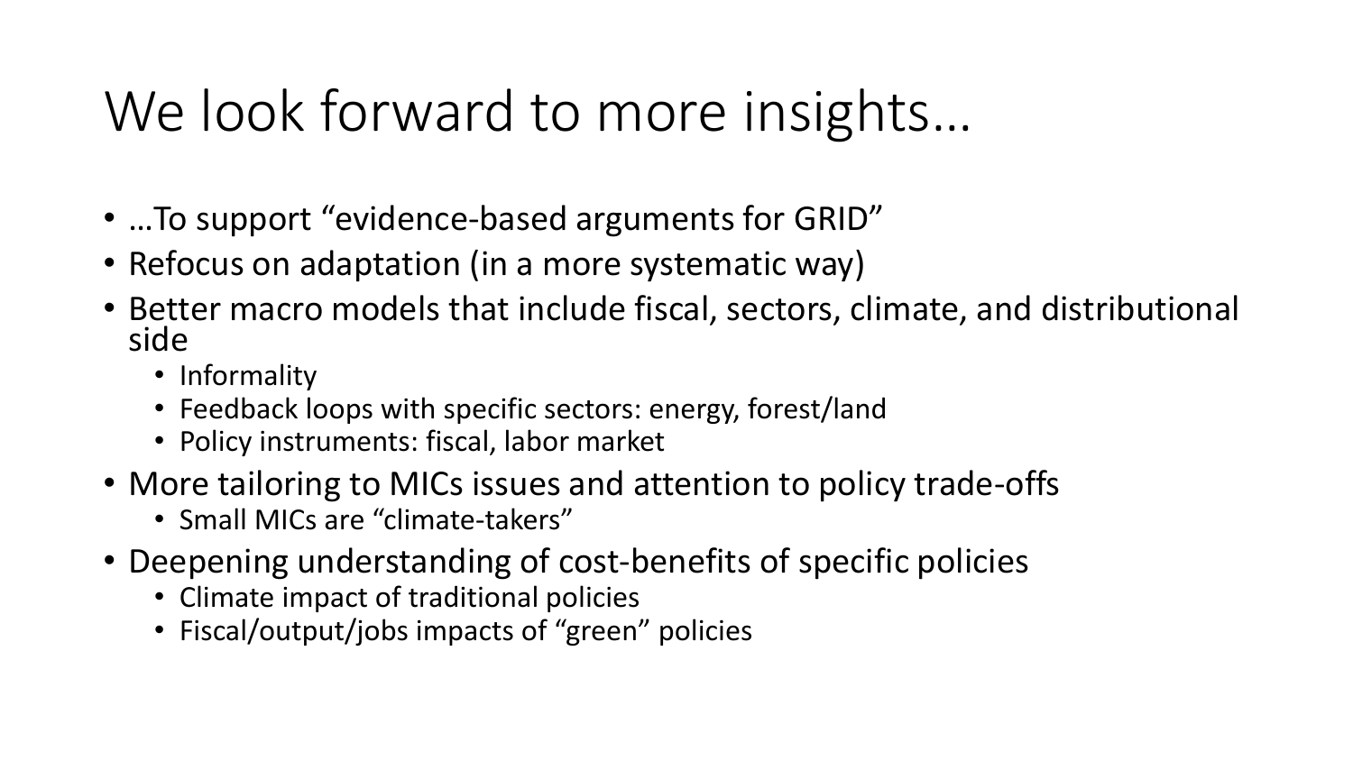# We look forward to more insights…

- …To support "evidence-based arguments for GRID"
- Refocus on adaptation (in a more systematic way)
- Better macro models that include fiscal, sectors, climate, and distributional side
  - Informality
  - Feedback loops with specific sectors: energy, forest/land
  - Policy instruments: fiscal, labor market
- More tailoring to MICs issues and attention to policy trade-offs
  - Small MICs are "climate-takers"
- Deepening understanding of cost-benefits of specific policies
  - Climate impact of traditional policies
  - Fiscal/output/jobs impacts of "green" policies